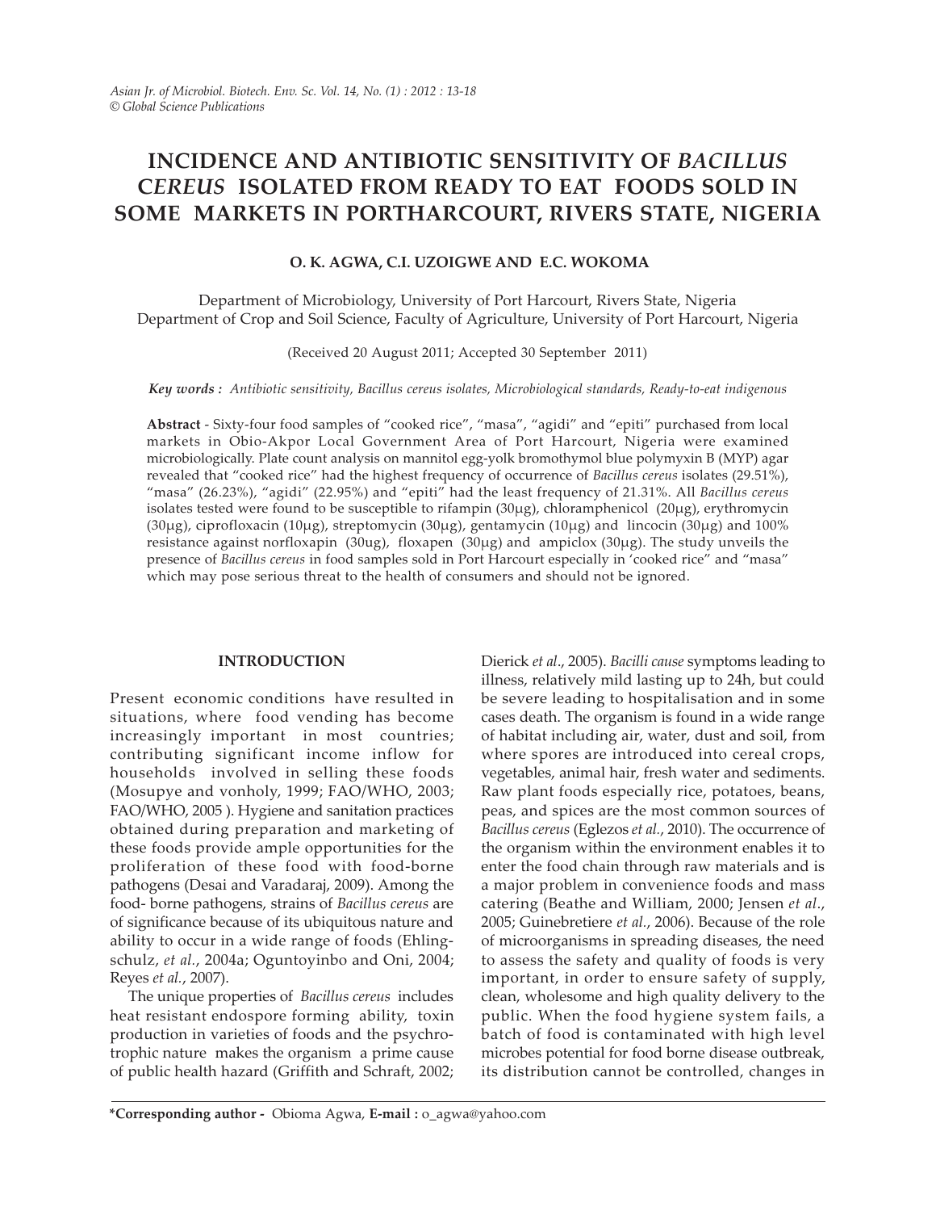# INCIDENCE AND ANTIBIOTIC SENSITIVITY OF *BACILLUS CEREUS* ISOLATED FROM READY TO EAT FOODS SOLD IN SOME MARKETS IN PORTHARCOURT, RIVERS STATE, NIGERIA

**O. K. AGWA, C.I. UZOIGWE AND E.C. WOKOMA**

Department of Microbiology, University of Port Harcourt, Rivers State, Nigeria
Department of Crop and Soil Science, Faculty of Agriculture, University of Port Harcourt, Nigeria

(Received 20 August 2011; Accepted 30 September 2011)

***Key words :*** *Antibiotic sensitivity, Bacillus cereus isolates, Microbiological standards, Ready-to-eat indigenous*

**Abstract** - Sixty-four food samples of "cooked rice", "masa", "agidi" and "epiti" purchased from local markets in Obio-Akpor Local Government Area of Port Harcourt, Nigeria were examined microbiologically. Plate count analysis on mannitol egg-yolk bromothymol blue polymyxin B (MYP) agar revealed that "cooked rice" had the highest frequency of occurrence of *Bacillus cereus* isolates (29.51%), "masa" (26.23%), "agidi" (22.95%) and "epiti" had the least frequency of 21.31%. All *Bacillus cereus* isolates tested were found to be susceptible to rifampin (30μg), chloramphenicol (20μg), erythromycin (30μg), ciprofloxacin (10μg), streptomycin (30μg), gentamycin (10μg) and lincocin (30μg) and 100% resistance against norfloxapin (30ug), floxapen (30μg) and ampiclox (30μg). The study unveils the presence of *Bacillus cereus* in food samples sold in Port Harcourt especially in 'cooked rice" and "masa" which may pose serious threat to the health of consumers and should not be ignored.

## INTRODUCTION

Present economic conditions have resulted in situations, where food vending has become increasingly important in most countries; contributing significant income inflow for households involved in selling these foods (Mosupye and vonholy, 1999; FAO/WHO, 2003; FAO/WHO, 2005 ). Hygiene and sanitation practices obtained during preparation and marketing of these foods provide ample opportunities for the proliferation of these food with food-borne pathogens (Desai and Varadaraj, 2009). Among the food- borne pathogens, strains of *Bacillus cereus* are of significance because of its ubiquitous nature and ability to occur in a wide range of foods (Ehling-schulz, *et al.*, 2004a; Oguntoyinbo and Oni, 2004; Reyes *et al.*, 2007).

The unique properties of *Bacillus cereus* includes heat resistant endospore forming ability, toxin production in varieties of foods and the psychrotrophic nature makes the organism a prime cause of public health hazard (Griffith and Schraft, 2002; Dierick *et al*., 2005). *Bacilli cause* symptoms leading to illness, relatively mild lasting up to 24h, but could be severe leading to hospitalisation and in some cases death. The organism is found in a wide range of habitat including air, water, dust and soil, from where spores are introduced into cereal crops, vegetables, animal hair, fresh water and sediments. Raw plant foods especially rice, potatoes, beans, peas, and spices are the most common sources of *Bacillus cereus* (Eglezos *et al.*, 2010). The occurrence of the organism within the environment enables it to enter the food chain through raw materials and is a major problem in convenience foods and mass catering (Beathe and William, 2000; Jensen *et al*., 2005; Guinebretiere *et al*., 2006). Because of the role of microorganisms in spreading diseases, the need to assess the safety and quality of foods is very important, in order to ensure safety of supply, clean, wholesome and high quality delivery to the public. When the food hygiene system fails, a batch of food is contaminated with high level microbes potential for food borne disease outbreak, its distribution cannot be controlled, changes in

**\*Corresponding author -** Obioma Agwa, **E-mail :** o_agwa@yahoo.com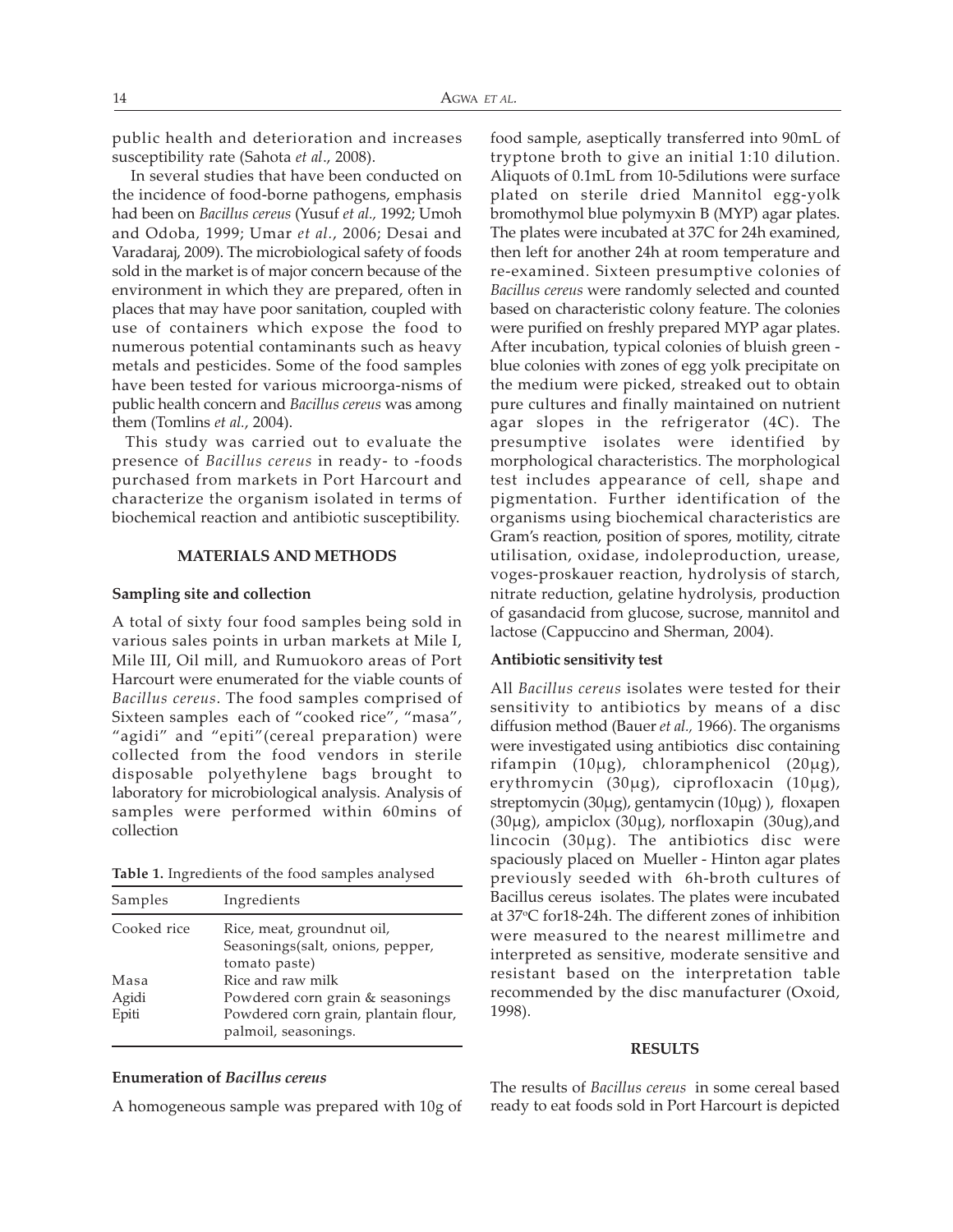public health and deterioration and increases susceptibility rate (Sahota *et al*., 2008).

In several studies that have been conducted on the incidence of food-borne pathogens, emphasis had been on *Bacillus cereus* (Yusuf *et al.,* 1992; Umoh and Odoba, 1999; Umar *et al.*, 2006; Desai and Varadaraj, 2009). The microbiological safety of foods sold in the market is of major concern because of the environment in which they are prepared, often in places that may have poor sanitation, coupled with use of containers which expose the food to numerous potential contaminants such as heavy metals and pesticides. Some of the food samples have been tested for various microorga-nisms of public health concern and *Bacillus cereus* was among them (Tomlins *et al.*, 2004).

This study was carried out to evaluate the presence of *Bacillus cereus* in ready- to -foods purchased from markets in Port Harcourt and characterize the organism isolated in terms of biochemical reaction and antibiotic susceptibility.

## MATERIALS AND METHODS

### Sampling site and collection

A total of sixty four food samples being sold in various sales points in urban markets at Mile I, Mile III, Oil mill, and Rumuokoro areas of Port Harcourt were enumerated for the viable counts of *Bacillus cereus*. The food samples comprised of Sixteen samples each of "cooked rice", "masa", "agidi" and "epiti"(cereal preparation) were collected from the food vendors in sterile disposable polyethylene bags brought to laboratory for microbiological analysis. Analysis of samples were performed within 60mins of collection

**Table 1.** Ingredients of the food samples analysed

| Samples | Ingredients |
|---|---|
| Cooked rice | Rice, meat, groundnut oil, Seasonings(salt, onions, pepper, tomato paste) |
| Masa | Rice and raw milk |
| Agidi | Powdered corn grain & seasonings |
| Epiti | Powdered corn grain, plantain flour, palmoil, seasonings. |

### Enumeration of *Bacillus cereus*

A homogeneous sample was prepared with 10g of food sample, aseptically transferred into 90mL of tryptone broth to give an initial 1:10 dilution. Aliquots of 0.1mL from 10-5dilutions were surface plated on sterile dried Mannitol egg-yolk bromothymol blue polymyxin B (MYP) agar plates. The plates were incubated at 37C for 24h examined, then left for another 24h at room temperature and re-examined. Sixteen presumptive colonies of *Bacillus cereus* were randomly selected and counted based on characteristic colony feature. The colonies were purified on freshly prepared MYP agar plates. After incubation, typical colonies of bluish green - blue colonies with zones of egg yolk precipitate on the medium were picked, streaked out to obtain pure cultures and finally maintained on nutrient agar slopes in the refrigerator (4C). The presumptive isolates were identified by morphological characteristics. The morphological test includes appearance of cell, shape and pigmentation. Further identification of the organisms using biochemical characteristics are Gram's reaction, position of spores, motility, citrate utilisation, oxidase, indoleproduction, urease, voges-proskauer reaction, hydrolysis of starch, nitrate reduction, gelatine hydrolysis, production of gasandacid from glucose, sucrose, mannitol and lactose (Cappuccino and Sherman, 2004).

### Antibiotic sensitivity test

All *Bacillus cereus* isolates were tested for their sensitivity to antibiotics by means of a disc diffusion method (Bauer *et al.,* 1966). The organisms were investigated using antibiotics disc containing rifampin (10μg), chloramphenicol (20μg), erythromycin (30μg), ciprofloxacin (10μg), streptomycin (30μg), gentamycin (10μg) ), floxapen (30μg), ampiclox (30μg), norfloxapin (30ug),and lincocin (30μg). The antibiotics disc were spaciously placed on Mueller - Hinton agar plates previously seeded with 6h-broth cultures of Bacillus cereus isolates. The plates were incubated at 37°C for18-24h. The different zones of inhibition were measured to the nearest millimetre and interpreted as sensitive, moderate sensitive and resistant based on the interpretation table recommended by the disc manufacturer (Oxoid, 1998).

## RESULTS

The results of *Bacillus cereus* in some cereal based ready to eat foods sold in Port Harcourt is depicted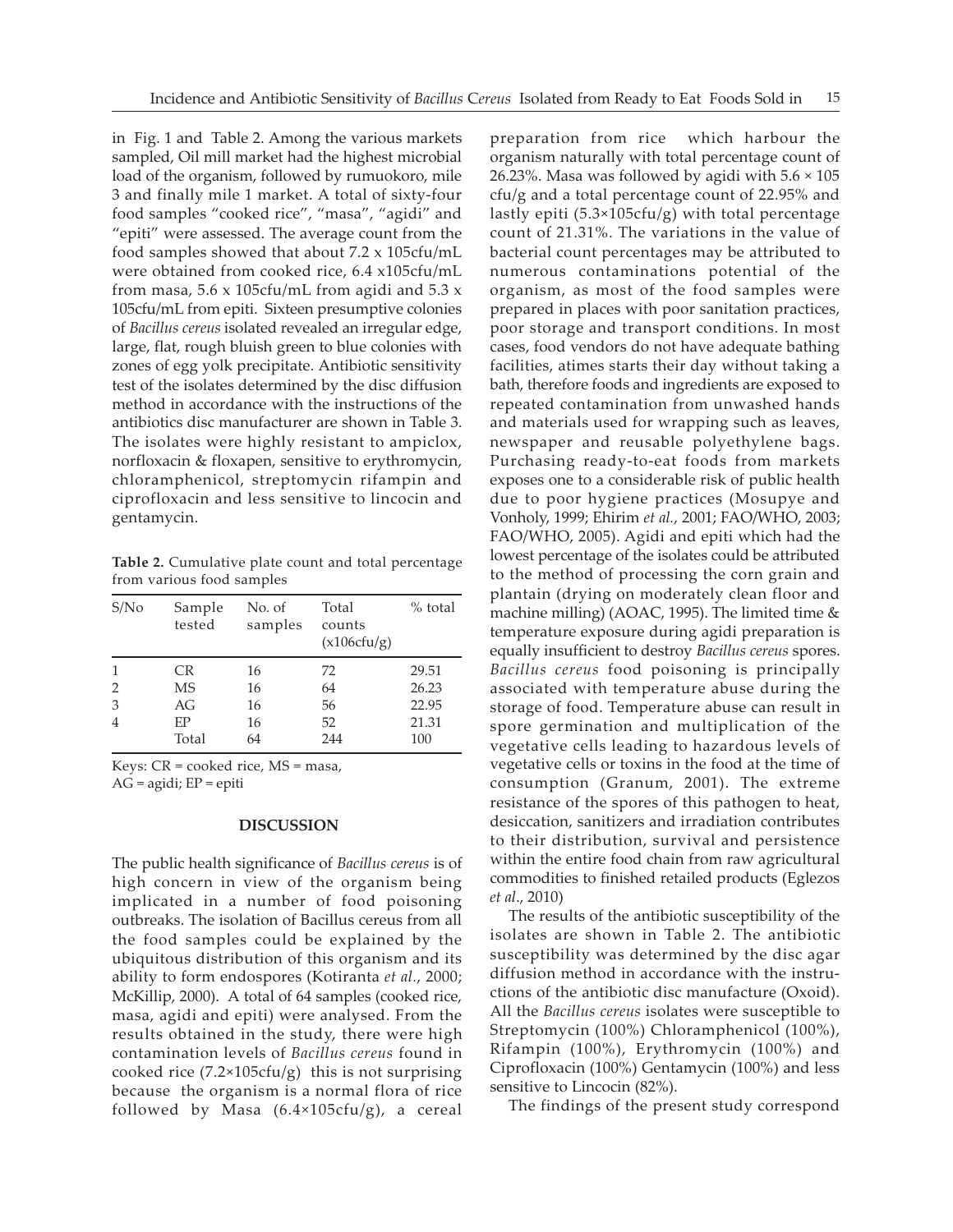in Fig. 1 and Table 2. Among the various markets sampled, Oil mill market had the highest microbial load of the organism, followed by rumuokoro, mile 3 and finally mile 1 market. A total of sixty-four food samples "cooked rice", "masa", "agidi" and "epiti" were assessed. The average count from the food samples showed that about 7.2 x 105cfu/mL were obtained from cooked rice, 6.4 x105cfu/mL from masa, 5.6 x 105cfu/mL from agidi and 5.3 x 105cfu/mL from epiti. Sixteen presumptive colonies of *Bacillus cereus* isolated revealed an irregular edge, large, flat, rough bluish green to blue colonies with zones of egg yolk precipitate. Antibiotic sensitivity test of the isolates determined by the disc diffusion method in accordance with the instructions of the antibiotics disc manufacturer are shown in Table 3. The isolates were highly resistant to ampiclox, norfloxacin & floxapen, sensitive to erythromycin, chloramphenicol, streptomycin rifampin and ciprofloxacin and less sensitive to lincocin and gentamycin.

**Table 2.** Cumulative plate count and total percentage from various food samples

| S/No | Sample tested | No. of samples | Total counts (x106cfu/g) | % total |
|---|---|---|---|---|
| 1 | CR | 16 | 72 | 29.51 |
| 2 | MS | 16 | 64 | 26.23 |
| 3 | AG | 16 | 56 | 22.95 |
| 4 | EP | 16 | 52 | 21.31 |
| | Total | 64 | 244 | 100 |

Keys: CR = cooked rice, MS = masa, AG = agidi; EP = epiti

## DISCUSSION

The public health significance of *Bacillus cereus* is of high concern in view of the organism being implicated in a number of food poisoning outbreaks. The isolation of Bacillus cereus from all the food samples could be explained by the ubiquitous distribution of this organism and its ability to form endospores (Kotiranta *et al.*, 2000; McKillip, 2000). A total of 64 samples (cooked rice, masa, agidi and epiti) were analysed. From the results obtained in the study, there were high contamination levels of *Bacillus cereus* found in cooked rice (7.2×105cfu/g) this is not surprising because the organism is a normal flora of rice followed by Masa (6.4×105cfu/g), a cereal preparation from rice which harbour the organism naturally with total percentage count of 26.23%. Masa was followed by agidi with 5.6 × 105 cfu/g and a total percentage count of 22.95% and lastly epiti (5.3×105cfu/g) with total percentage count of 21.31%. The variations in the value of bacterial count percentages may be attributed to numerous contaminations potential of the organism, as most of the food samples were prepared in places with poor sanitation practices, poor storage and transport conditions. In most cases, food vendors do not have adequate bathing facilities, atimes starts their day without taking a bath, therefore foods and ingredients are exposed to repeated contamination from unwashed hands and materials used for wrapping such as leaves, newspaper and reusable polyethylene bags. Purchasing ready-to-eat foods from markets exposes one to a considerable risk of public health due to poor hygiene practices (Mosupye and Vonholy, 1999; Ehirim *et al.*, 2001; FAO/WHO, 2003; FAO/WHO, 2005). Agidi and epiti which had the lowest percentage of the isolates could be attributed to the method of processing the corn grain and plantain (drying on moderately clean floor and machine milling) (AOAC, 1995). The limited time & temperature exposure during agidi preparation is equally insufficient to destroy *Bacillus cereus* spores. *Bacillus cereus* food poisoning is principally associated with temperature abuse during the storage of food. Temperature abuse can result in spore germination and multiplication of the vegetative cells leading to hazardous levels of vegetative cells or toxins in the food at the time of consumption (Granum, 2001). The extreme resistance of the spores of this pathogen to heat, desiccation, sanitizers and irradiation contributes to their distribution, survival and persistence within the entire food chain from raw agricultural commodities to finished retailed products (Eglezos *et al*., 2010)

The results of the antibiotic susceptibility of the isolates are shown in Table 2. The antibiotic susceptibility was determined by the disc agar diffusion method in accordance with the instructions of the antibiotic disc manufacture (Oxoid). All the *Bacillus cereus* isolates were susceptible to Streptomycin (100%) Chloramphenicol (100%), Rifampin (100%), Erythromycin (100%) and Ciprofloxacin (100%) Gentamycin (100%) and less sensitive to Lincocin (82%).

The findings of the present study correspond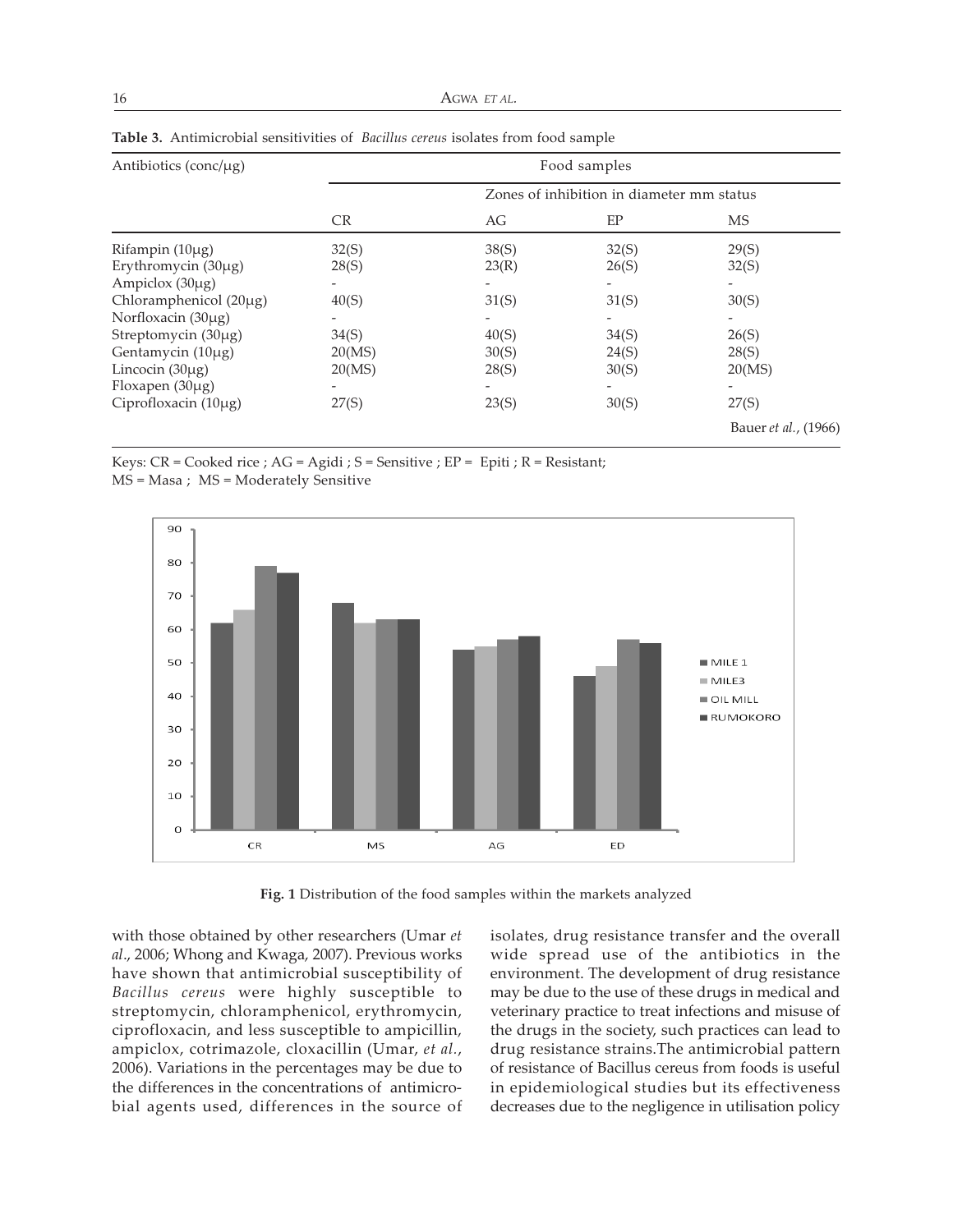**Table 3.** Antimicrobial sensitivities of *Bacillus cereus* isolates from food sample

| Antibiotics (conc/μg) | Food samples | | | |
|---|---|---|---|---|
| | Zones of inhibition in diameter mm status | | | |
| | CR | AG | EP | MS |
| Rifampin (10μg) | 32(S) | 38(S) | 32(S) | 29(S) |
| Erythromycin (30μg) | 28(S) | 23(R) | 26(S) | 32(S) |
| Ampiclox (30μg) | - | - | - | - |
| Chloramphenicol (20μg) | 40(S) | 31(S) | 31(S) | 30(S) |
| Norfloxacin (30μg) | - | - | - | - |
| Streptomycin (30μg) | 34(S) | 40(S) | 34(S) | 26(S) |
| Gentamycin (10μg) | 20(MS) | 30(S) | 24(S) | 28(S) |
| Lincocin (30μg) | 20(MS) | 28(S) | 30(S) | 20(MS) |
| Floxapen (30μg) | - | - | - | - |
| Ciprofloxacin (10μg) | 27(S) | 23(S) | 30(S) | 27(S) |
| | | | | Bauer *et al.*, (1966) |

Keys: CR = Cooked rice ; AG = Agidi ; S = Sensitive ; EP = Epiti ; R = Resistant; MS = Masa ; MS = Moderately Sensitive

**Fig. 1** Distribution of the food samples within the markets analyzed

with those obtained by other researchers (Umar *et al*., 2006; Whong and Kwaga, 2007). Previous works have shown that antimicrobial susceptibility of *Bacillus cereus* were highly susceptible to streptomycin, chloramphenicol, erythromycin, ciprofloxacin, and less susceptible to ampicillin, ampiclox, cotrimazole, cloxacillin (Umar, *et al.*, 2006). Variations in the percentages may be due to the differences in the concentrations of antimicrobial agents used, differences in the source of isolates, drug resistance transfer and the overall wide spread use of the antibiotics in the environment. The development of drug resistance may be due to the use of these drugs in medical and veterinary practice to treat infections and misuse of the drugs in the society, such practices can lead to drug resistance strains.The antimicrobial pattern of resistance of Bacillus cereus from foods is useful in epidemiological studies but its effectiveness decreases due to the negligence in utilisation policy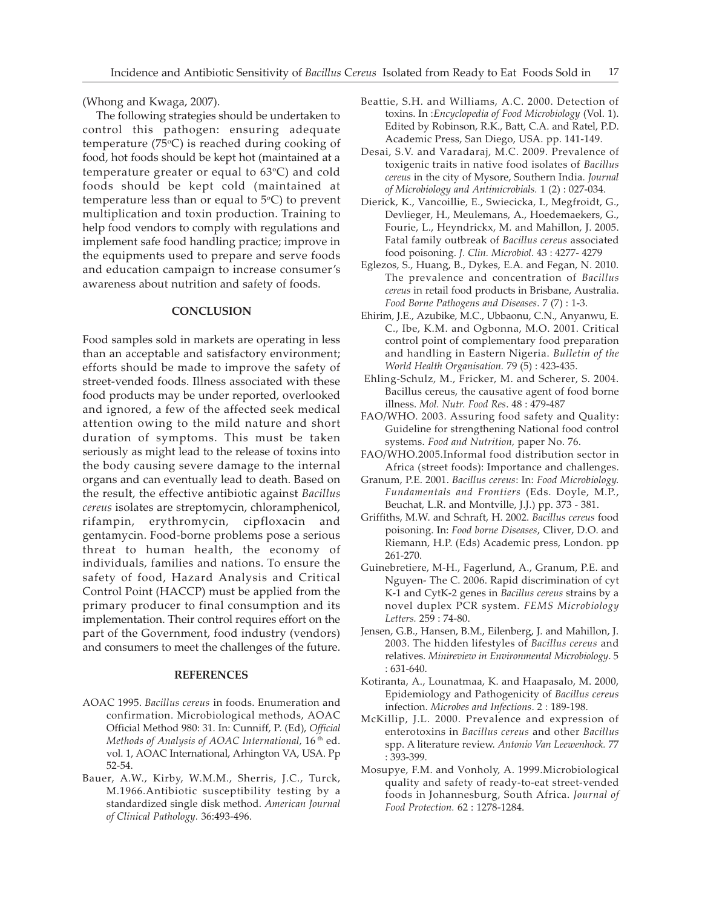(Whong and Kwaga, 2007).

The following strategies should be undertaken to control this pathogen: ensuring adequate temperature (75°C) is reached during cooking of food, hot foods should be kept hot (maintained at a temperature greater or equal to 63°C) and cold foods should be kept cold (maintained at temperature less than or equal to 5°C) to prevent multiplication and toxin production. Training to help food vendors to comply with regulations and implement safe food handling practice; improve in the equipments used to prepare and serve foods and education campaign to increase consumer's awareness about nutrition and safety of foods.

## CONCLUSION

Food samples sold in markets are operating in less than an acceptable and satisfactory environment; efforts should be made to improve the safety of street-vended foods. Illness associated with these food products may be under reported, overlooked and ignored, a few of the affected seek medical attention owing to the mild nature and short duration of symptoms. This must be taken seriously as might lead to the release of toxins into the body causing severe damage to the internal organs and can eventually lead to death. Based on the result, the effective antibiotic against *Bacillus cereus* isolates are streptomycin, chloramphenicol, rifampin, erythromycin, cipfloxacin and gentamycin. Food-borne problems pose a serious threat to human health, the economy of individuals, families and nations. To ensure the safety of food, Hazard Analysis and Critical Control Point (HACCP) must be applied from the primary producer to final consumption and its implementation. Their control requires effort on the part of the Government, food industry (vendors) and consumers to meet the challenges of the future.

## REFERENCES

AOAC 1995. *Bacillus cereus* in foods. Enumeration and confirmation. Microbiological methods, AOAC Official Method 980: 31. In: Cunniff, P. (Ed), *Official Methods of Analysis of AOAC International,* 16th ed. vol. 1, AOAC International, Arhington VA, USA. Pp 52-54.

Bauer, A.W., Kirby, W.M.M., Sherris, J.C., Turck, M.1966.Antibiotic susceptibility testing by a standardized single disk method. *American Journal of Clinical Pathology.* 36:493-496.

Beattie, S.H. and Williams, A.C. 2000. Detection of toxins. In :*Encyclopedia of Food Microbiology* (Vol. 1). Edited by Robinson, R.K., Batt, C.A. and Ratel, P.D. Academic Press, San Diego, USA. pp. 141-149.

Desai, S.V. and Varadaraj, M.C. 2009. Prevalence of toxigenic traits in native food isolates of *Bacillus cereus* in the city of Mysore, Southern India. *Journal of Microbiology and Antimicrobials.* 1 (2) : 027-034.

Dierick, K., Vancoillie, E., Swiecicka, I., Megfroidt, G., Devlieger, H., Meulemans, A., Hoedemaekers, G., Fourie, L., Heyndrickx, M. and Mahillon, J. 2005. Fatal family outbreak of *Bacillus cereus* associated food poisoning. *J. Clin. Microbiol*. 43 : 4277- 4279

Eglezos, S., Huang, B., Dykes, E.A. and Fegan, N. 2010. The prevalence and concentration of *Bacillus cereus* in retail food products in Brisbane, Australia. *Food Borne Pathogens and Diseases*. 7 (7) : 1-3.

Ehirim, J.E., Azubike, M.C., Ubbaonu, C.N., Anyanwu, E. C., Ibe, K.M. and Ogbonna, M.O. 2001. Critical control point of complementary food preparation and handling in Eastern Nigeria. *Bulletin of the World Health Organisation.* 79 (5) : 423-435.

Ehling-Schulz, M., Fricker, M. and Scherer, S. 2004. Bacillus cereus, the causative agent of food borne illness. *Mol. Nutr. Food Res*. 48 : 479-487

FAO/WHO. 2003. Assuring food safety and Quality: Guideline for strengthening National food control systems. *Food and Nutrition,* paper No. 76.

FAO/WHO.2005.Informal food distribution sector in Africa (street foods): Importance and challenges.

Granum, P.E. 2001. *Bacillus cereus*: In: *Food Microbiology. Fundamentals and Frontiers* (Eds. Doyle, M.P., Beuchat, L.R. and Montville, J.J.) pp. 373 - 381.

Griffiths, M.W. and Schraft, H. 2002. *Bacillus cereus* food poisoning. In: *Food borne Diseases*, Cliver, D.O. and Riemann, H.P. (Eds) Academic press, London. pp 261-270.

Guinebretiere, M-H., Fagerlund, A., Granum, P.E. and Nguyen- The C. 2006. Rapid discrimination of cyt K-1 and CytK-2 genes in *Bacillus cereus* strains by a novel duplex PCR system. *FEMS Microbiology Letters.* 259 : 74-80.

Jensen, G.B., Hansen, B.M., Eilenberg, J. and Mahillon, J. 2003. The hidden lifestyles of *Bacillus cereus* and relatives. *Minireview in Environmental Microbiology*. 5 : 631-640.

Kotiranta, A., Lounatmaa, K. and Haapasalo, M. 2000, Epidemiology and Pathogenicity of *Bacillus cereus* infection. *Microbes and Infections*. 2 : 189-198.

McKillip, J.L. 2000. Prevalence and expression of enterotoxins in *Bacillus cereus* and other *Bacillus* spp. A literature review. *Antonio Van Leewenhock.* 77 : 393-399.

Mosupye, F.M. and Vonholy, A. 1999.Microbiological quality and safety of ready-to-eat street-vended foods in Johannesburg, South Africa. *Journal of Food Protection.* 62 : 1278-1284.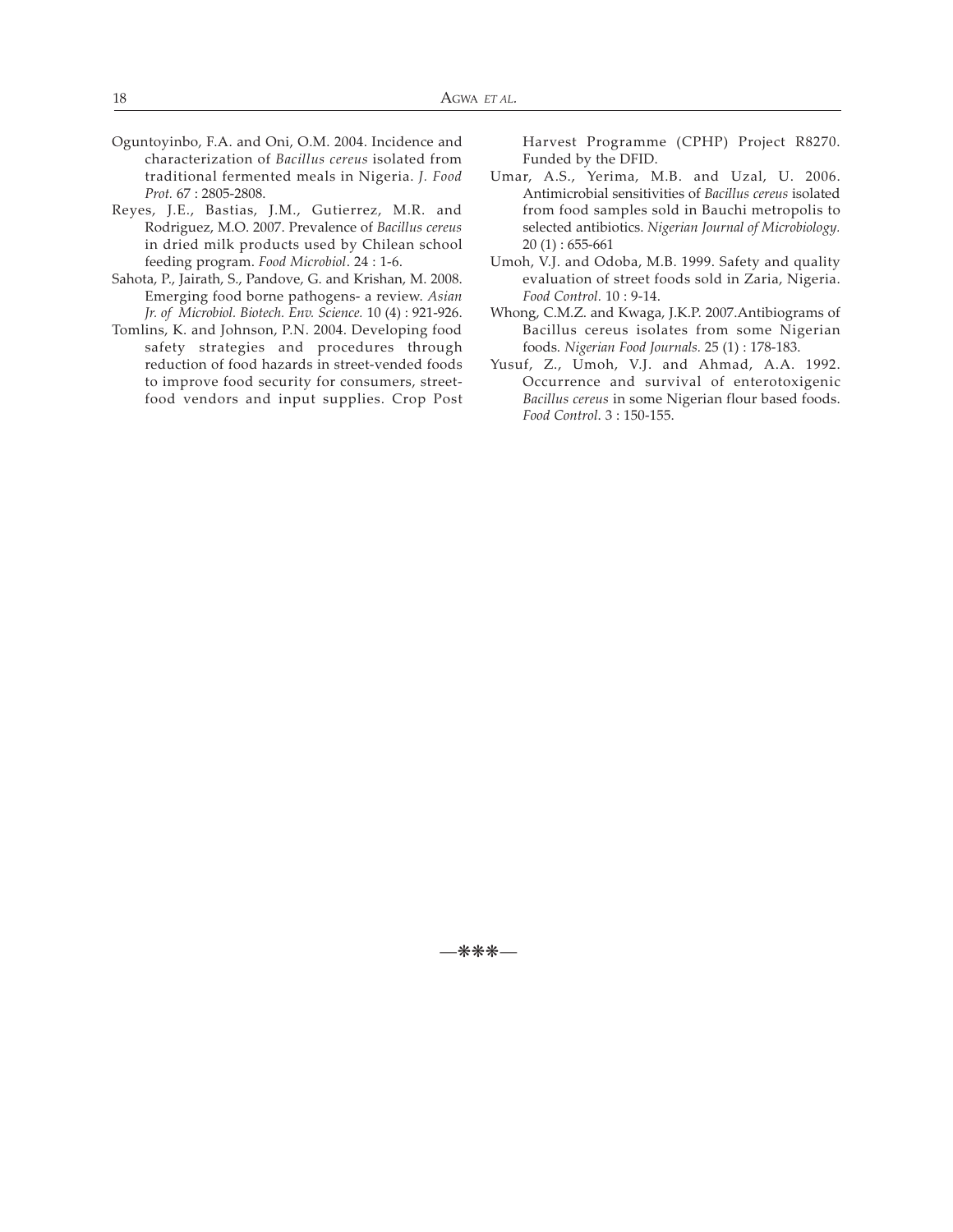Oguntoyinbo, F.A. and Oni, O.M. 2004. Incidence and characterization of *Bacillus cereus* isolated from traditional fermented meals in Nigeria. *J. Food Prot.* 67 : 2805-2808.

Reyes, J.E., Bastias, J.M., Gutierrez, M.R. and Rodriguez, M.O. 2007. Prevalence of *Bacillus cereus* in dried milk products used by Chilean school feeding program. *Food Microbiol*. 24 : 1-6.

Sahota, P., Jairath, S., Pandove, G. and Krishan, M. 2008. Emerging food borne pathogens- a review. *Asian Jr. of Microbiol. Biotech. Env. Science.* 10 (4) : 921-926.

Tomlins, K. and Johnson, P.N. 2004. Developing food safety strategies and procedures through reduction of food hazards in street-vended foods to improve food security for consumers, street-food vendors and input supplies. Crop Post Harvest Programme (CPHP) Project R8270. Funded by the DFID.

Umar, A.S., Yerima, M.B. and Uzal, U. 2006. Antimicrobial sensitivities of *Bacillus cereus* isolated from food samples sold in Bauchi metropolis to selected antibiotics. *Nigerian Journal of Microbiology.* 20 (1) : 655-661

Umoh, V.J. and Odoba, M.B. 1999. Safety and quality evaluation of street foods sold in Zaria, Nigeria. *Food Control.* 10 : 9-14.

Whong, C.M.Z. and Kwaga, J.K.P. 2007.Antibiograms of Bacillus cereus isolates from some Nigerian foods. *Nigerian Food Journals.* 25 (1) : 178-183.

Yusuf, Z., Umoh, V.J. and Ahmad, A.A. 1992. Occurrence and survival of enterotoxigenic *Bacillus cereus* in some Nigerian flour based foods. *Food Control*. 3 : 150-155.

—***—